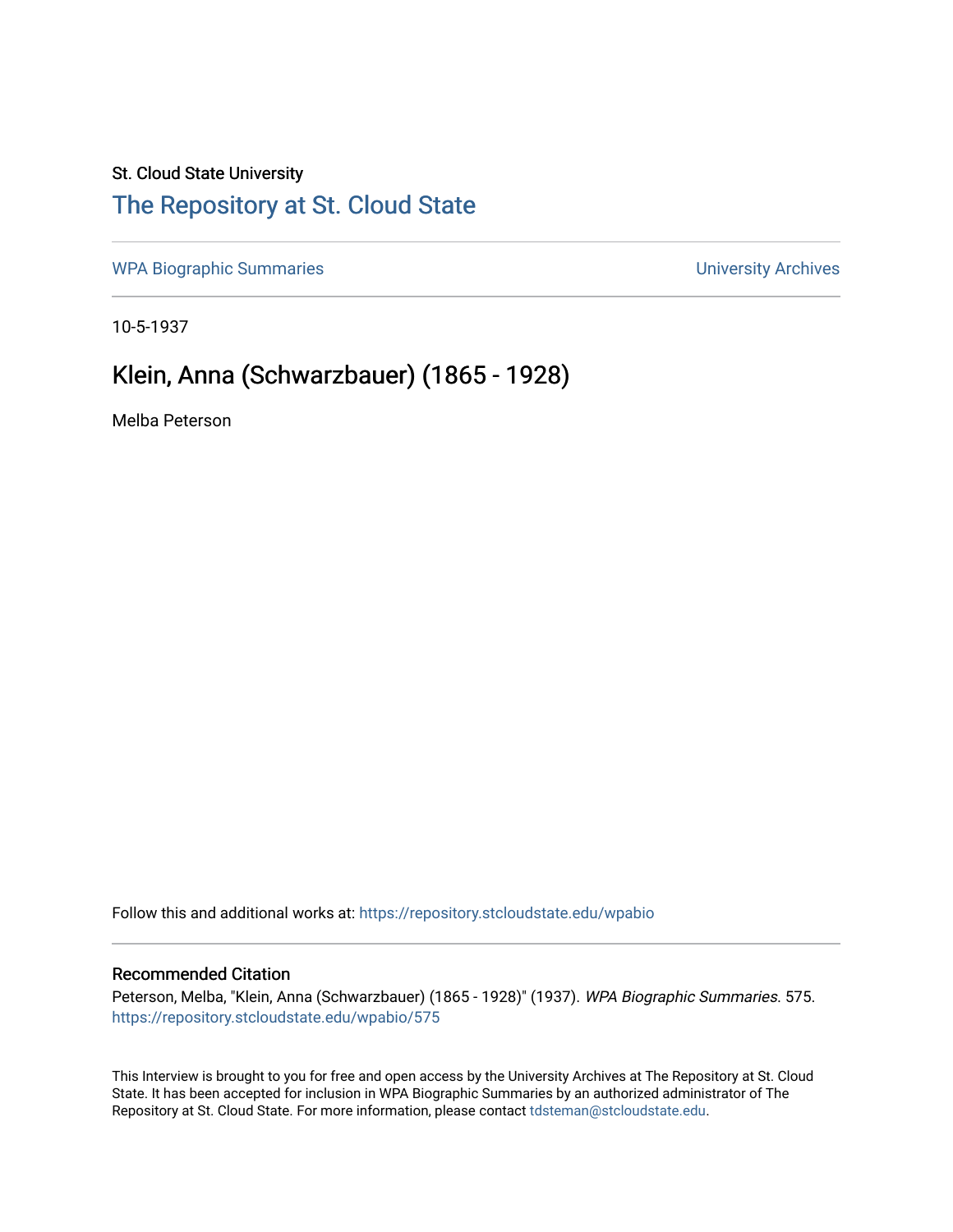St. Cloud State University

# The Repository at St. Cloud State

WPA Biographic Summaries

University Archives

10-5-1937

## Klein, Anna (Schwarzbauer) (1865 - 1928)

Melba Peterson

Follow this and additional works at: https://repository.stcloudstate.edu/wpabio

### Recommended Citation

Peterson, Melba, "Klein, Anna (Schwarzbauer) (1865 - 1928)" (1937). *WPA Biographic Summaries*. 575. https://repository.stcloudstate.edu/wpabio/575

This Interview is brought to you for free and open access by the University Archives at The Repository at St. Cloud State. It has been accepted for inclusion in WPA Biographic Summaries by an authorized administrator of The Repository at St. Cloud State. For more information, please contact tdsteman@stcloudstate.edu.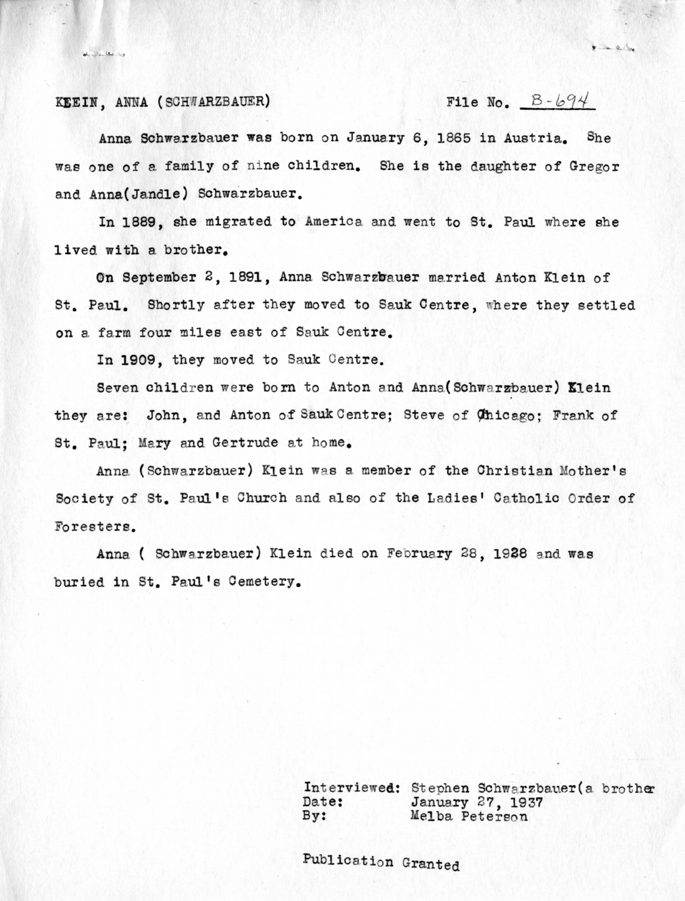KEEIN, ANNA (SCHWARZBAUER) File No. B-694

Anna Schwarzbauer was born on January 6, 1865 in Austria. She was one of a family of nine children. She is the daughter of Gregor and Anna(Jandle) Schwarzbauer.

In 1889, she migrated to America and went to St. Paul where she lived with a brother.

On September 2, 1891, Anna Schwarzbauer married Anton Klein of St. Paul. Shortly after they moved to Sauk Centre, where they settled on a farm four miles east of Sauk Centre.

In 1909, they moved to Sauk Centre.

Seven children were born to Anton and Anna(Schwarzbauer) Klein they are: John, and Anton of Sauk Centre; Steve of Chicago; Frank of St. Paul; Mary and Gertrude at home.

Anna (Schwarzbauer) Klein was a member of the Christian Mother's Society of St. Paul's Church and also of the Ladies' Catholic Order of Foresters.

Anna ( Schwarzbauer) Klein died on February 28, 1928 and was buried in St. Paul's Cemetery.

Interviewed: Stephen Schwarzbauer(a brother
Date: January 27, 1937
By: Melba Peterson

Publication Granted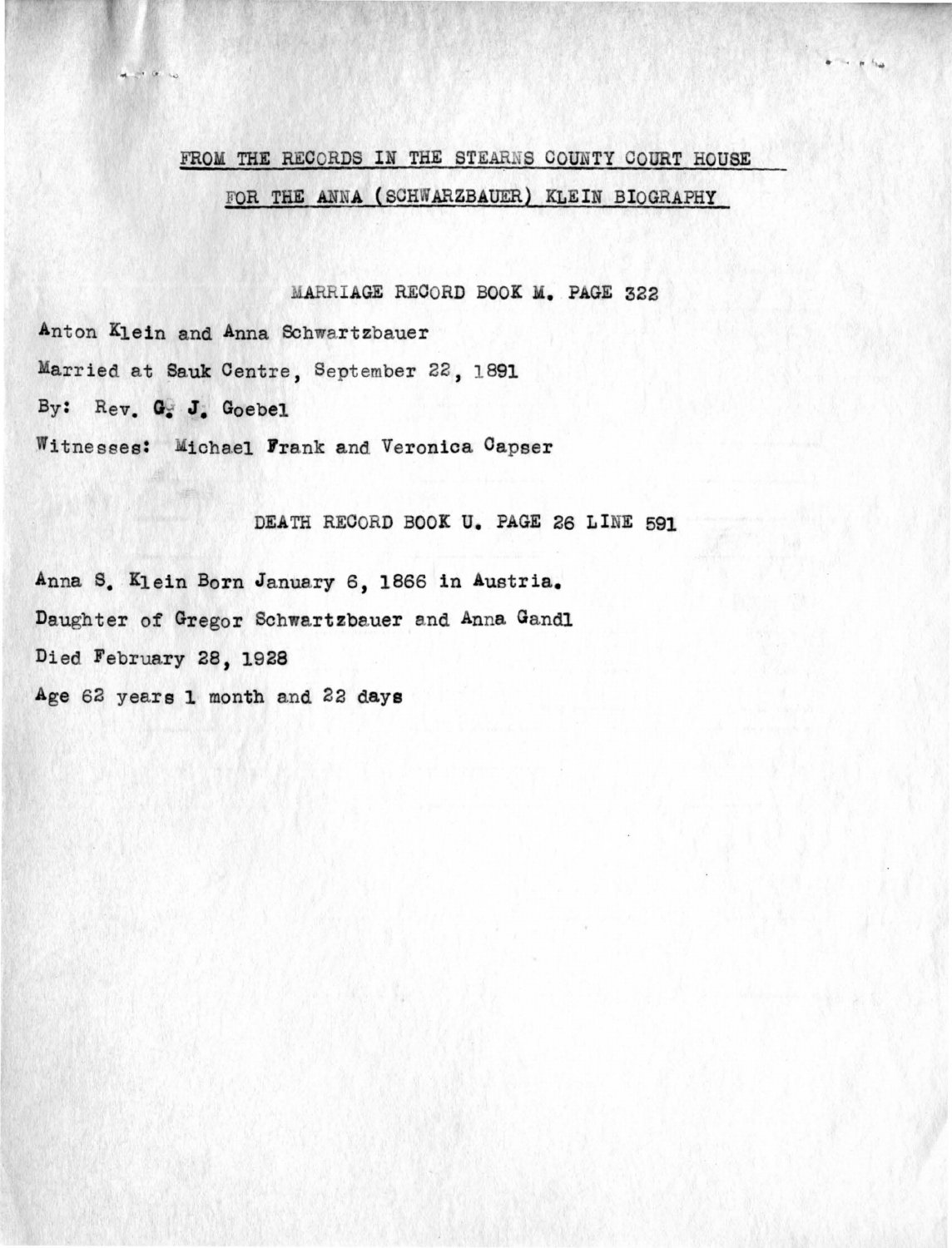## FROM THE RECORDS IN THE STEARNS COUNTY COURT HOUSE

## FOR THE ANNA (SCHWARZBAUER) KLEIN BIOGRAPHY

### MARRIAGE RECORD BOOK M. PAGE 322

Anton Klein and Anna Schwartzbauer

Married at Sauk Centre, September 22, 1891

By: Rev. G. J. Goebel

Witnesses: Michael Frank and Veronica Capser

### DEATH RECORD BOOK U. PAGE 26 LINE 591

Anna S. Klein Born January 6, 1866 in Austria.

Daughter of Gregor Schwartzbauer and Anna Gandl

Died February 28, 1928

Age 62 years 1 month and 22 days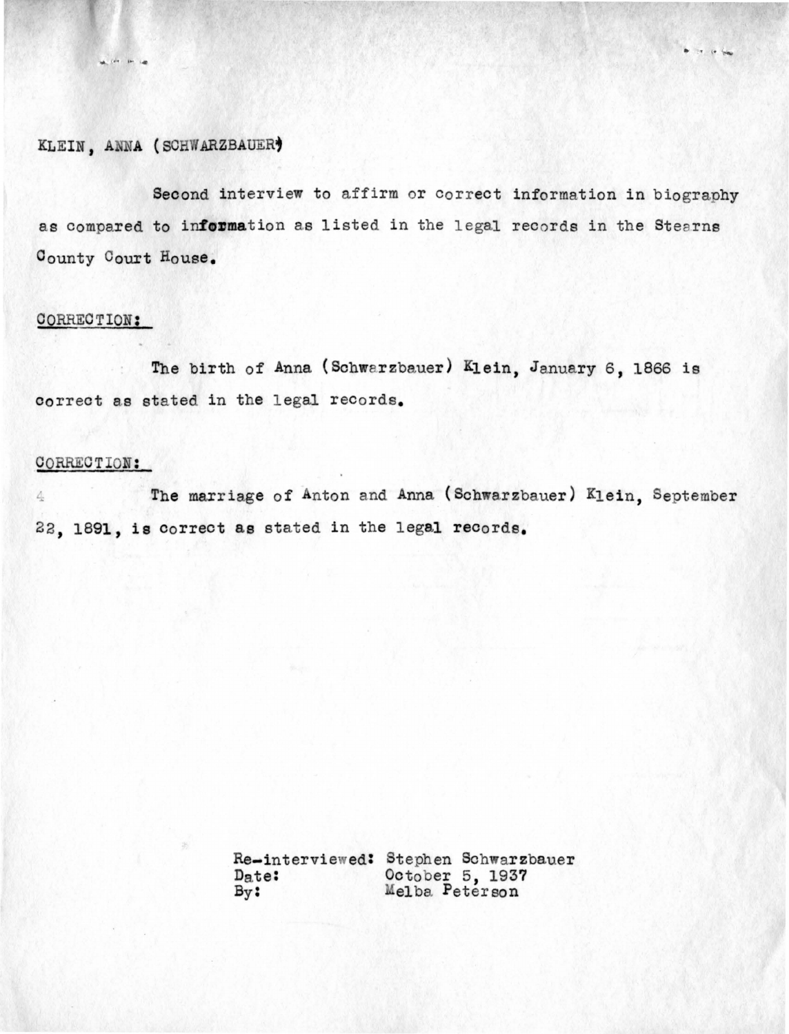KLEIN, ANNA (SCHWARZBAUER)

Second interview to affirm or correct information in biography as compared to information as listed in the legal records in the Stearns County Court House.

CORRECTION:

The birth of Anna (Schwarzbauer) Klein, January 6, 1866 is correct as stated in the legal records.

CORRECTION:

The marriage of Anton and Anna (Schwarzbauer) Klein, September 22, 1891, is correct as stated in the legal records.

Re-interviewed: Stephen Schwarzbauer
Date: October 5, 1937
By: Melba Peterson